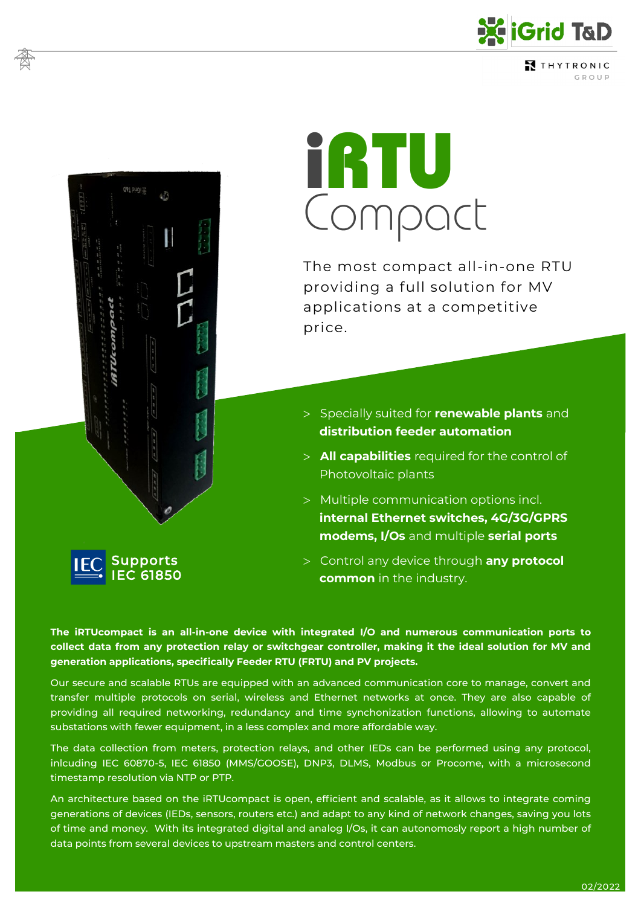# iRTU Compact

The most compact all-in-one RTU providing a full solution for MV applications at a competitive price.

- Specially suited for **renewable plants** and **distribution feeder automation**
- **All capabilities** required for the control of Photovoltaic plants
- Multiple communication options incl. **internal Ethernet switches, 4G/3G/GPRS modems, I/Os** and multiple **serial ports**
- Control any device through **any protocol common** in the industry.

Supports IEC 61850

**The iRTUcompact is an all-in-one device with integrated I/O and numerous communication ports to collect data from any protection relay or switchgear controller, making it the ideal solution for MV and generation applications, specifically Feeder RTU (FRTU) and PV projects.**

Our secure and scalable RTUs are equipped with an advanced communication core to manage, convert and transfer multiple protocols on serial, wireless and Ethernet networks at once. They are also capable of providing all required networking, redundancy and time synchonization functions, allowing to automate substations with fewer equipment, in a less complex and more affordable way.

The data collection from meters, protection relays, and other IEDs can be performed using any protocol, inlcuding IEC 60870-5, IEC 61850 (MMS/GOOSE), DNP3, DLMS, Modbus or Procome, with a microsecond timestamp resolution via NTP or PTP.

An architecture based on the iRTUcompact is open, efficient and scalable, as it allows to integrate coming generations of devices (IEDs, sensors, routers etc.) and adapt to any kind of network changes, saving you lots of time and money. With its integrated digital and analog I/Os, it can autonomosly report a high number of data points from several devices to upstream masters and control centers.

02/2022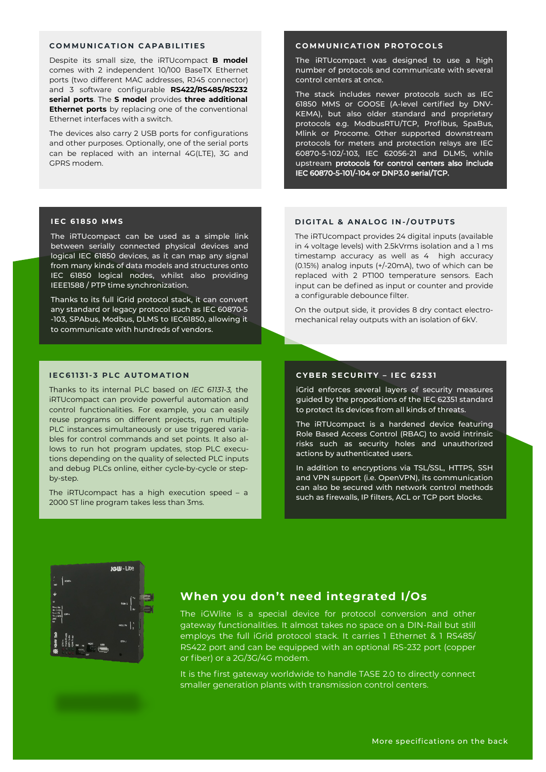## COMMUNICATION CAPABILITIES

Despite its small size, the iRTUcompact **B model** comes with 2 independent 10/100 BaseTX Ethernet ports (two different MAC addresses, RJ45 connector) and 3 software configurable **RS422/RS485/RS232 serial ports**. The **S model** provides **three additional Ethernet ports** by replacing one of the conventional Ethernet interfaces with a switch.

The devices also carry 2 USB ports for configurations and other purposes. Optionally, one of the serial ports can be replaced with an internal 4G(LTE), 3G and GPRS modem.

## COMMUNICATION PROTOCOLS

The iRTUcompact was designed to use a high number of protocols and communicate with several control centers at once.

The stack includes newer protocols such as IEC 61850 MMS or GOOSE (A-level certified by DNV-KEMA), but also older standard and proprietary protocols e.g. ModbusRTU/TCP, Profibus, SpaBus, Mlink or Procome. Other supported downstream protocols for meters and protection relays are IEC 60870-5-102/-103, IEC 62056-21 and DLMS, while upstream **protocols for control centers also include IEC 60870-5-101/-104 or DNP3.0 serial/TCP.**

## IEC 61850 MMS

The iRTUcompact can be used as a simple link between serially connected physical devices and logical IEC 61850 devices, as it can map any signal from many kinds of data models and structures onto IEC 61850 logical nodes, whilst also providing IEEE1588 / PTP time synchronization.

Thanks to its full iGrid protocol stack, it can convert any standard or legacy protocol such as IEC 60870-5 -103, SPAbus, Modbus, DLMS to IEC61850, allowing it to communicate with hundreds of vendors.

## DIGITAL & ANALOG IN-/OUTPUTS

The iRTUcompact provides 24 digital inputs (available in 4 voltage levels) with 2.5kVrms isolation and a 1 ms timestamp accuracy as well as 4 high accuracy (0.15%) analog inputs (+/-20mA), two of which can be replaced with 2 PT100 temperature sensors. Each input can be defined as input or counter and provide a configurable debounce filter.

On the output side, it provides 8 dry contact electro-mechanical relay outputs with an isolation of 6kV.

## IEC61131-3 PLC AUTOMATION

Thanks to its internal PLC based on *IEC 61131-3*, the iRTUcompact can provide powerful automation and control functionalities. For example, you can easily reuse programs on different projects, run multiple PLC instances simultaneously or use triggered variables for control commands and set points. It also allows to run hot program updates, stop PLC executions depending on the quality of selected PLC inputs and debug PLCs online, either cycle-by-cycle or step-by-step.

The iRTUcompact has a high execution speed – a 2000 ST line program takes less than 3ms.

## CYBER SECURITY – IEC 62531

iGrid enforces several layers of security measures guided by the propositions of the IEC 62351 standard to protect its devices from all kinds of threats.

The iRTUcompact is a hardened device featuring Role Based Access Control (RBAC) to avoid intrinsic risks such as security holes and unauthorized actions by authenticated users.

In addition to encryptions via TSL/SSL, HTTPS, SSH and VPN support (i.e. OpenVPN), its communication can also be secured with network control methods such as firewalls, IP filters, ACL or TCP port blocks.

## When you don't need integrated I/Os

The iGWlite is a special device for protocol conversion and other gateway functionalities. It almost takes no space on a DIN-Rail but still employs the full iGrid protocol stack. It carries 1 Ethernet & 1 RS485/ RS422 port and can be equipped with an optional RS-232 port (copper or fiber) or a 2G/3G/4G modem.

It is the first gateway worldwide to handle TASE 2.0 to directly connect smaller generation plants with transmission control centers.

More specifications on the back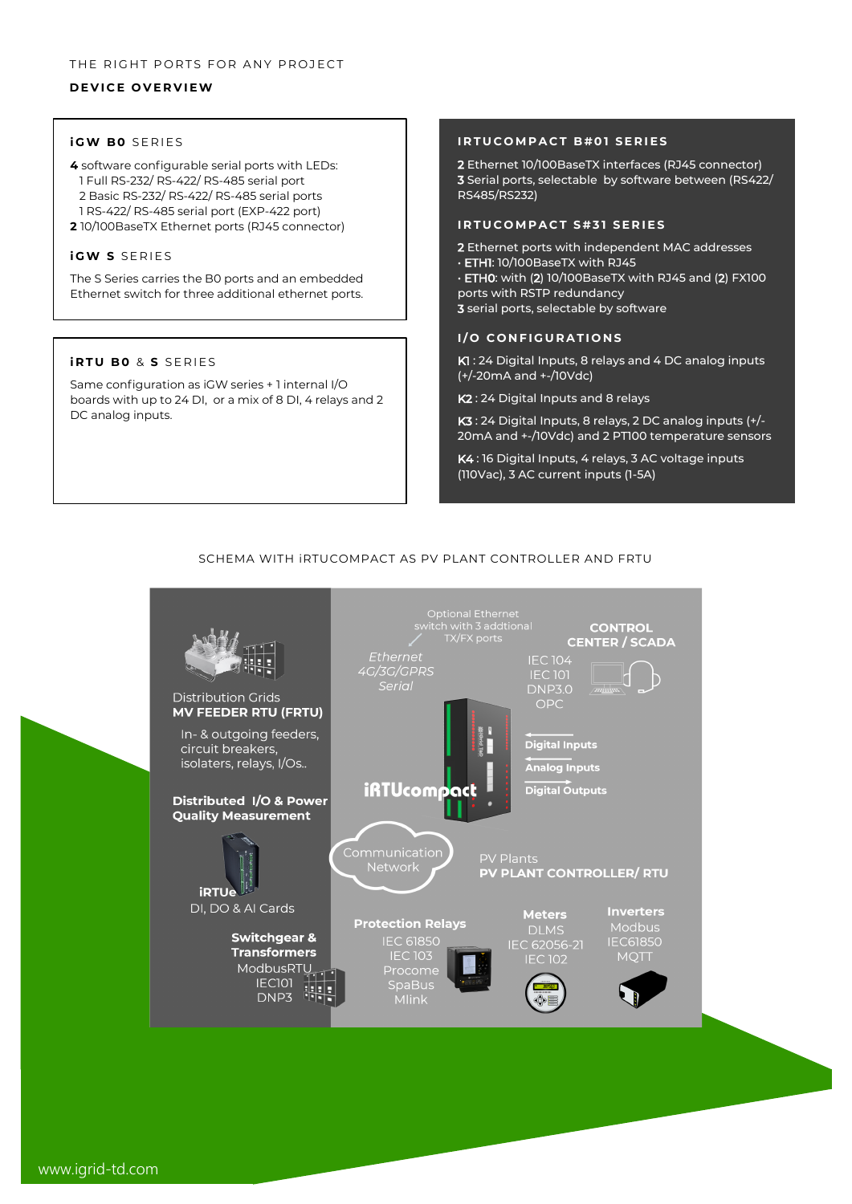THE RIGHT PORTS FOR ANY PROJECT

## DEVICE OVERVIEW

### iGW B0 SERIES

**4** software configurable serial ports with LEDs:
- 1 Full RS-232/ RS-422/ RS-485 serial port
- 2 Basic RS-232/ RS-422/ RS-485 serial ports
- 1 RS-422/ RS-485 serial port (EXP-422 port)

**2** 10/100BaseTX Ethernet ports (RJ45 connector)

### iGW S SERIES

The S Series carries the B0 ports and an embedded Ethernet switch for three additional ethernet ports.

### iRTU B0 & S SERIES

Same configuration as iGW series + 1 internal I/O boards with up to 24 DI, or a mix of 8 DI, 4 relays and 2 DC analog inputs.

### IRTUCOMPACT B#01 SERIES

**2** Ethernet 10/100BaseTX interfaces (RJ45 connector)
**3** Serial ports, selectable by software between (RS422/ RS485/RS232)

### IRTUCOMPACT S#31 SERIES

**2** Ethernet ports with independent MAC addresses
- **ETH1**: 10/100BaseTX with RJ45
- **ETH0**: with (**2**) 10/100BaseTX with RJ45 and (**2**) FX100 ports with RSTP redundancy

**3** serial ports, selectable by software

### I/O CONFIGURATIONS

**K1** : 24 Digital Inputs, 8 relays and 4 DC analog inputs (+/-20mA and +-/10Vdc)

**K2** : 24 Digital Inputs and 8 relays

**K3** : 24 Digital Inputs, 8 relays, 2 DC analog inputs (+/-20mA and +-/10Vdc) and 2 PT100 temperature sensors

**K4** : 16 Digital Inputs, 4 relays, 3 AC voltage inputs (110Vac), 3 AC current inputs (1-5A)

SCHEMA WITH iRTUCOMPACT AS PV PLANT CONTROLLER AND FRTU

Distribution Grids
**MV FEEDER RTU (FRTU)**
In- & outgoing feeders, circuit breakers, isolaters, relays, I/Os..

**Distributed I/O & Power Quality Measurement**
**iRTUe**
DI, DO & AI Cards

**Switchgear & Transformers**
ModbusRTU
IEC101
DNP3

Optional Ethernet switch with 3 addtional TX/FX ports

*Ethernet*
*4G/3G/GPRS*
*Serial*

**CONTROL CENTER / SCADA**
IEC 104
IEC 101
DNP3.0
OPC

**Digital Inputs**
**Analog Inputs**
**Digital Outputs**

**iRTUcompact**

Communication Network

PV Plants
**PV PLANT CONTROLLER/ RTU**

**Protection Relays**
IEC 61850
IEC 103
Procome
SpaBus
Mlink

**Meters**
DLMS
IEC 62056-21
IEC 102

**Inverters**
Modbus
IEC61850
MQTT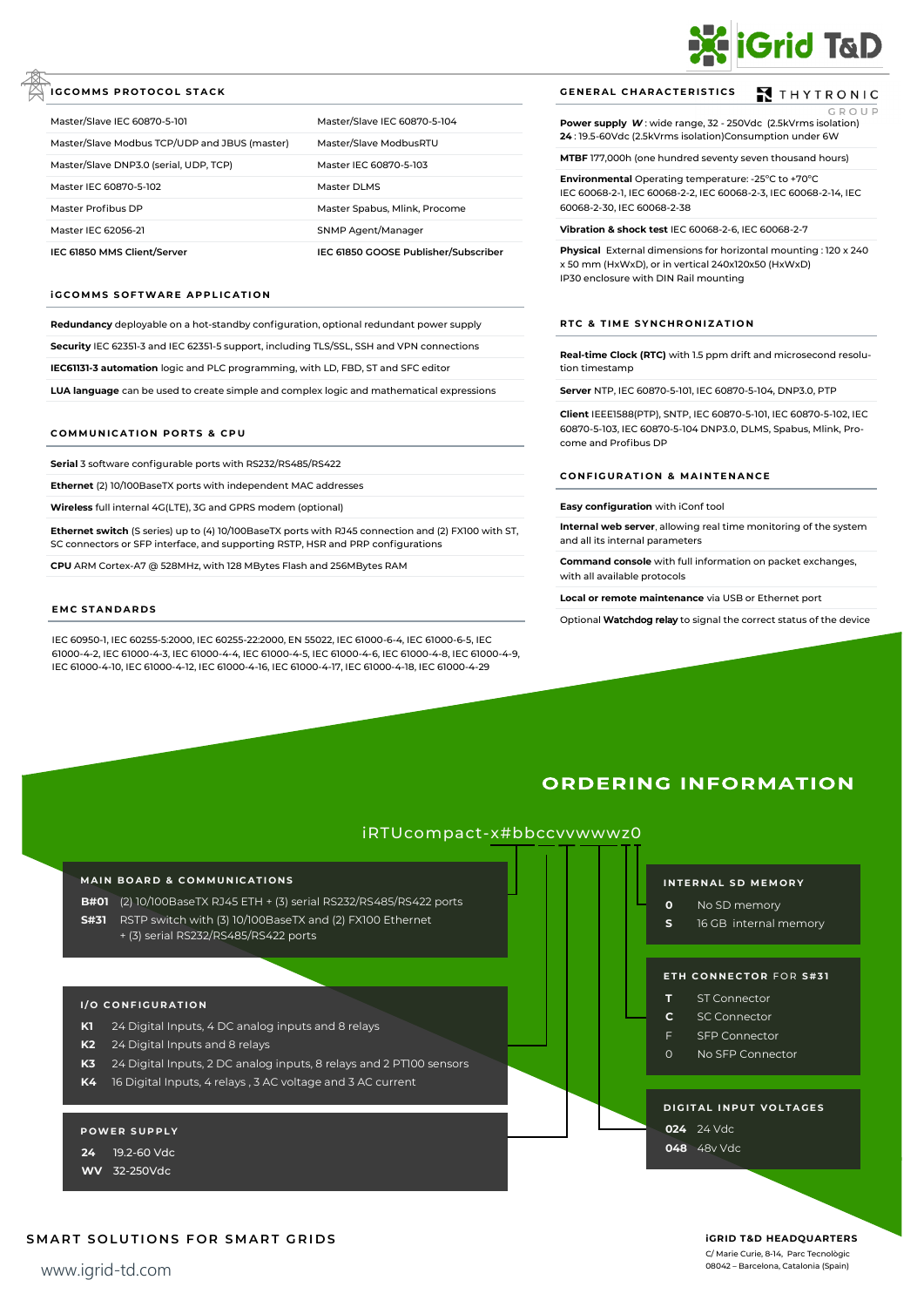## iGCOMMS PROTOCOL STACK

| | |
|---|---|
| Master/Slave IEC 60870-5-101 | Master/Slave IEC 60870-5-104 |
| Master/Slave Modbus TCP/UDP and JBUS (master) | Master/Slave ModbusRTU |
| Master/Slave DNP3.0 (serial, UDP, TCP) | Master IEC 60870-5-103 |
| Master IEC 60870-5-102 | Master DLMS |
| Master Profibus DP | Master Spabus, Mlink, Procome |
| Master IEC 62056-21 | SNMP Agent/Manager |
| **IEC 61850 MMS Client/Server** | **IEC 61850 GOOSE Publisher/Subscriber** |

## iGCOMMS SOFTWARE APPLICATION

**Redundancy** deployable on a hot-standby configuration, optional redundant power supply

**Security** IEC 62351-3 and IEC 62351-5 support, including TLS/SSL, SSH and VPN connections

**IEC61131-3 automation** logic and PLC programming, with LD, FBD, ST and SFC editor

**LUA language** can be used to create simple and complex logic and mathematical expressions

## COMMUNICATION PORTS & CPU

**Serial** 3 software configurable ports with RS232/RS485/RS422

**Ethernet** (2) 10/100BaseTX ports with independent MAC addresses

**Wireless** full internal 4G(LTE), 3G and GPRS modem (optional)

**Ethernet switch** (S series) up to (4) 10/100BaseTX ports with RJ45 connection and (2) FX100 with ST, SC connectors or SFP interface, and supporting RSTP, HSR and PRP configurations

**CPU** ARM Cortex-A7 @ 528MHz, with 128 MBytes Flash and 256MBytes RAM

## EMC STANDARDS

IEC 60950-1, IEC 60255-5:2000, IEC 60255-22:2000, EN 55022, IEC 61000-6-4, IEC 61000-6-5, IEC 61000-4-2, IEC 61000-4-3, IEC 61000-4-4, IEC 61000-4-5, IEC 61000-4-6, IEC 61000-4-8, IEC 61000-4-9, IEC 61000-4-10, IEC 61000-4-12, IEC 61000-4-16, IEC 61000-4-17, IEC 61000-4-18, IEC 61000-4-29

## GENERAL CHARACTERISTICS

**Power supply** ***W*** : wide range, 32 - 250Vdc (2.5kVrms isolation)
**24** : 19.5-60Vdc (2.5kVrms isolation)Consumption under 6W

**MTBF** 177,000h (one hundred seventy seven thousand hours)

**Environmental** Operating temperature: -25°C to +70°C
IEC 60068-2-1, IEC 60068-2-2, IEC 60068-2-3, IEC 60068-2-14, IEC 60068-2-30, IEC 60068-2-38

**Vibration & shock test** IEC 60068-2-6, IEC 60068-2-7

**Physical** External dimensions for horizontal mounting : 120 x 240 x 50 mm (HxWxD), or in vertical 240x120x50 (HxWxD)
IP30 enclosure with DIN Rail mounting

## RTC & TIME SYNCHRONIZATION

**Real-time Clock (RTC)** with 1.5 ppm drift and microsecond resolution timestamp

**Server** NTP, IEC 60870-5-101, IEC 60870-5-104, DNP3.0, PTP

**Client** IEEE1588(PTP), SNTP, IEC 60870-5-101, IEC 60870-5-102, IEC 60870-5-103, IEC 60870-5-104 DNP3.0, DLMS, Spabus, Mlink, Procome and Profibus DP

## CONFIGURATION & MAINTENANCE

**Easy configuration** with iConf tool

**Internal web server**, allowing real time monitoring of the system and all its internal parameters

**Command console** with full information on packet exchanges, with all available protocols

**Local or remote maintenance** via USB or Ethernet port

Optional **Watchdog relay** to signal the correct status of the device

# ORDERING INFORMATION

iRTUcompact-x#bbccvvwwwz0

### MAIN BOARD & COMMUNICATIONS

**B#01** (2) 10/100BaseTX RJ45 ETH + (3) serial RS232/RS485/RS422 ports

**S#31** RSTP switch with (3) 10/100BaseTX and (2) FX100 Ethernet + (3) serial RS232/RS485/RS422 ports

### I/O CONFIGURATION

**K1** 24 Digital Inputs, 4 DC analog inputs and 8 relays

**K2** 24 Digital Inputs and 8 relays

**K3** 24 Digital Inputs, 2 DC analog inputs, 8 relays and 2 PT100 sensors

**K4** 16 Digital Inputs, 4 relays , 3 AC voltage and 3 AC current

### POWER SUPPLY

**24** 19.2-60 Vdc

**WV** 32-250Vdc

### INTERNAL SD MEMORY

**0** No SD memory

**S** 16 GB internal memory

### ETH CONNECTOR FOR S#31

**T** ST Connector

**C** SC Connector

F SFP Connector

0 No SFP Connector

### DIGITAL INPUT VOLTAGES

**024** 24 Vdc

**048** 48v Vdc

SMART SOLUTIONS FOR SMART GRIDS

www.igrid-td.com

**iGRID T&D HEADQUARTERS**
C/ Marie Curie, 8-14, Parc Tecnològic
08042 – Barcelona, Catalonia (Spain)